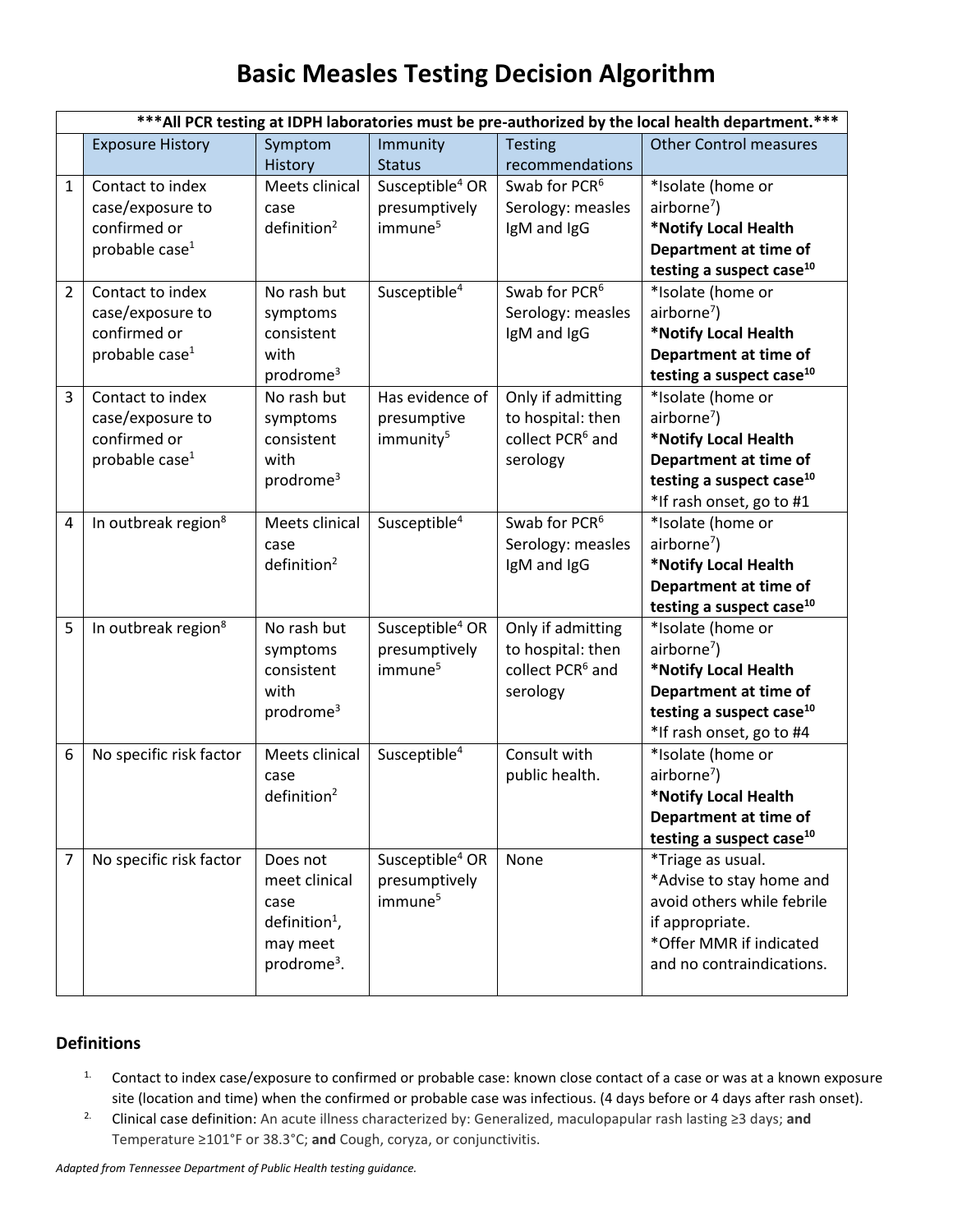# Basic Measles Testing Decision Algorithm

| ***All PCR testing at IDPH laboratories must be pre-authorized by the local health department.*** | | | | | |
|---|---|---|---|---|---|
| | Exposure History | Symptom History | Immunity Status | Testing recommendations | Other Control measures |
| 1 | Contact to index case/exposure to confirmed or probable case[1] | Meets clinical case definition[2] | Susceptible[4] OR presumptively immune[5] | Swab for PCR[6] Serology: measles IgM and IgG | *Isolate (home or airborne[7]) **\*Notify Local Health Department at time of testing a suspect case[10]** |
| 2 | Contact to index case/exposure to confirmed or probable case[1] | No rash but symptoms consistent with prodrome[3] | Susceptible[4] | Swab for PCR[6] Serology: measles IgM and IgG | *Isolate (home or airborne[7]) **\*Notify Local Health Department at time of testing a suspect case[10]** |
| 3 | Contact to index case/exposure to confirmed or probable case[1] | No rash but symptoms consistent with prodrome[3] | Has evidence of presumptive immunity[5] | Only if admitting to hospital: then collect PCR[6] and serology | *Isolate (home or airborne[7]) **\*Notify Local Health Department at time of testing a suspect case[10]** *If rash onset, go to #1 |
| 4 | In outbreak region[8] | Meets clinical case definition[2] | Susceptible[4] | Swab for PCR[6] Serology: measles IgM and IgG | *Isolate (home or airborne[7]) **\*Notify Local Health Department at time of testing a suspect case[10]** |
| 5 | In outbreak region[8] | No rash but symptoms consistent with prodrome[3] | Susceptible[4] OR presumptively immune[5] | Only if admitting to hospital: then collect PCR[6] and serology | *Isolate (home or airborne[7]) **\*Notify Local Health Department at time of testing a suspect case[10]** *If rash onset, go to #4 |
| 6 | No specific risk factor | Meets clinical case definition[2] | Susceptible[4] | Consult with public health. | *Isolate (home or airborne[7]) **\*Notify Local Health Department at time of testing a suspect case[10]** |
| 7 | No specific risk factor | Does not meet clinical case definition[1], may meet prodrome[3]. | Susceptible[4] OR presumptively immune[5] | None | *Triage as usual. *Advise to stay home and avoid others while febrile if appropriate. *Offer MMR if indicated and no contraindications. |

## Definitions

1. Contact to index case/exposure to confirmed or probable case: known close contact of a case or was at a known exposure site (location and time) when the confirmed or probable case was infectious. (4 days before or 4 days after rash onset).
2. Clinical case definition: An acute illness characterized by: Generalized, maculopapular rash lasting ≥3 days; **and** Temperature ≥101°F or 38.3°C; **and** Cough, coryza, or conjunctivitis.

*Adapted from Tennessee Department of Public Health testing guidance.*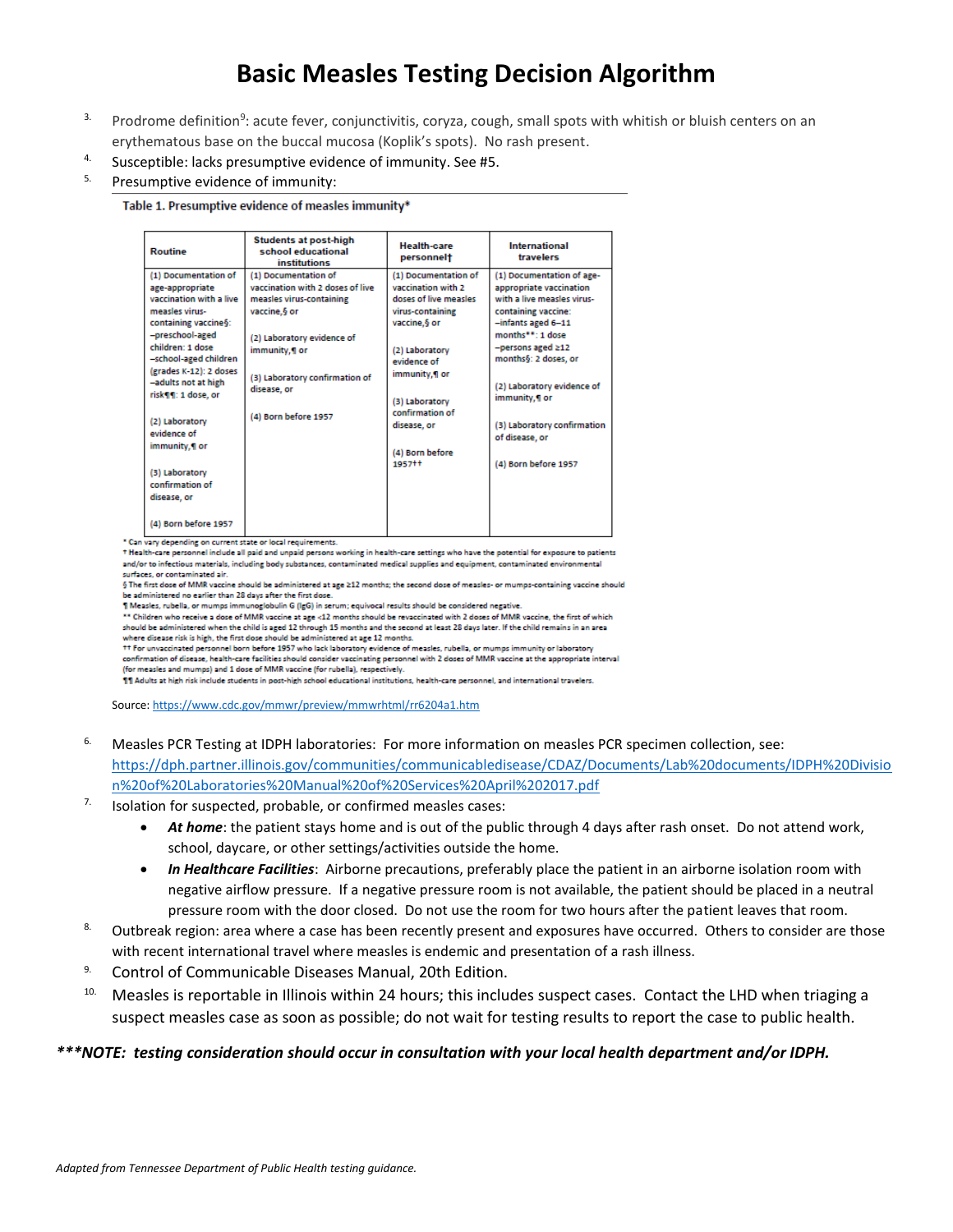# Basic Measles Testing Decision Algorithm

3. Prodrome definition[9]: acute fever, conjunctivitis, coryza, cough, small spots with whitish or bluish centers on an erythematous base on the buccal mucosa (Koplik's spots). No rash present.
4. Susceptible: lacks presumptive evidence of immunity. See #5.
5. Presumptive evidence of immunity:

**Table 1. Presumptive evidence of measles immunity***

| Routine | Students at post-high school educational institutions | Health-care personnel† | International travelers |
|---|---|---|---|
| (1) Documentation of age-appropriate vaccination with a live measles virus-containing vaccine§: –preschool-aged children: 1 dose –school-aged children (grades K-12): 2 doses –adults not at high risk¶¶: 1 dose, or<br><br>(2) Laboratory evidence of immunity,¶ or<br><br>(3) Laboratory confirmation of disease, or<br><br>(4) Born before 1957 | (1) Documentation of vaccination with 2 doses of live measles virus-containing vaccine,§ or<br><br>(2) Laboratory evidence of immunity,¶ or<br><br>(3) Laboratory confirmation of disease, or<br><br>(4) Born before 1957 | (1) Documentation of vaccination with 2 doses of live measles virus-containing vaccine,§ or<br><br>(2) Laboratory evidence of immunity,¶ or<br><br>(3) Laboratory confirmation of disease, or<br><br>(4) Born before 1957†† | (1) Documentation of age-appropriate vaccination with a live measles virus-containing vaccine: –infants aged 6–11 months**: 1 dose –persons aged ≥12 months§: 2 doses, or<br><br>(2) Laboratory evidence of immunity,¶ or<br><br>(3) Laboratory confirmation of disease, or<br><br>(4) Born before 1957 |

\* Can vary depending on current state or local requirements.
† Health-care personnel include all paid and unpaid persons working in health-care settings who have the potential for exposure to patients and/or to infectious materials, including body substances, contaminated medical supplies and equipment, contaminated environmental surfaces, or contaminated air.
§ The first dose of MMR vaccine should be administered at age ≥12 months; the second dose of measles- or mumps-containing vaccine should be administered no earlier than 28 days after the first dose.
¶ Measles, rubella, or mumps immunoglobulin G (IgG) in serum; equivocal results should be considered negative.
** Children who receive a dose of MMR vaccine at age <12 months should be revaccinated with 2 doses of MMR vaccine, the first of which should be administered when the child is aged 12 through 15 months and the second at least 28 days later. If the child remains in an area where disease risk is high, the first dose should be administered at age 12 months.
†† For unvaccinated personnel born before 1957 who lack laboratory evidence of measles, rubella, or mumps immunity or laboratory confirmation of disease, health-care facilities should consider vaccinating personnel with 2 doses of MMR vaccine at the appropriate interval (for measles and mumps) and 1 dose of MMR vaccine (for rubella), respectively.
¶¶ Adults at high risk include students in post-high school educational institutions, health-care personnel, and international travelers.

Source: https://www.cdc.gov/mmwr/preview/mmwrhtml/rr6204a1.htm

6. Measles PCR Testing at IDPH laboratories: For more information on measles PCR specimen collection, see: https://dph.partner.illinois.gov/communities/communicabledisease/CDAZ/Documents/Lab%20documents/IDPH%20Division%20of%20Laboratories%20Manual%20of%20Services%20April%202017.pdf
7. Isolation for suspected, probable, or confirmed measles cases:
   - ***At home***: the patient stays home and is out of the public through 4 days after rash onset. Do not attend work, school, daycare, or other settings/activities outside the home.
   - ***In Healthcare Facilities***: Airborne precautions, preferably place the patient in an airborne isolation room with negative airflow pressure. If a negative pressure room is not available, the patient should be placed in a neutral pressure room with the door closed. Do not use the room for two hours after the patient leaves that room.
8. Outbreak region: area where a case has been recently present and exposures have occurred. Others to consider are those with recent international travel where measles is endemic and presentation of a rash illness.
9. Control of Communicable Diseases Manual, 20th Edition.
10. Measles is reportable in Illinois within 24 hours; this includes suspect cases. Contact the LHD when triaging a suspect measles case as soon as possible; do not wait for testing results to report the case to public health.

***\*\*\*NOTE: testing consideration should occur in consultation with your local health department and/or IDPH.***

*Adapted from Tennessee Department of Public Health testing guidance.*